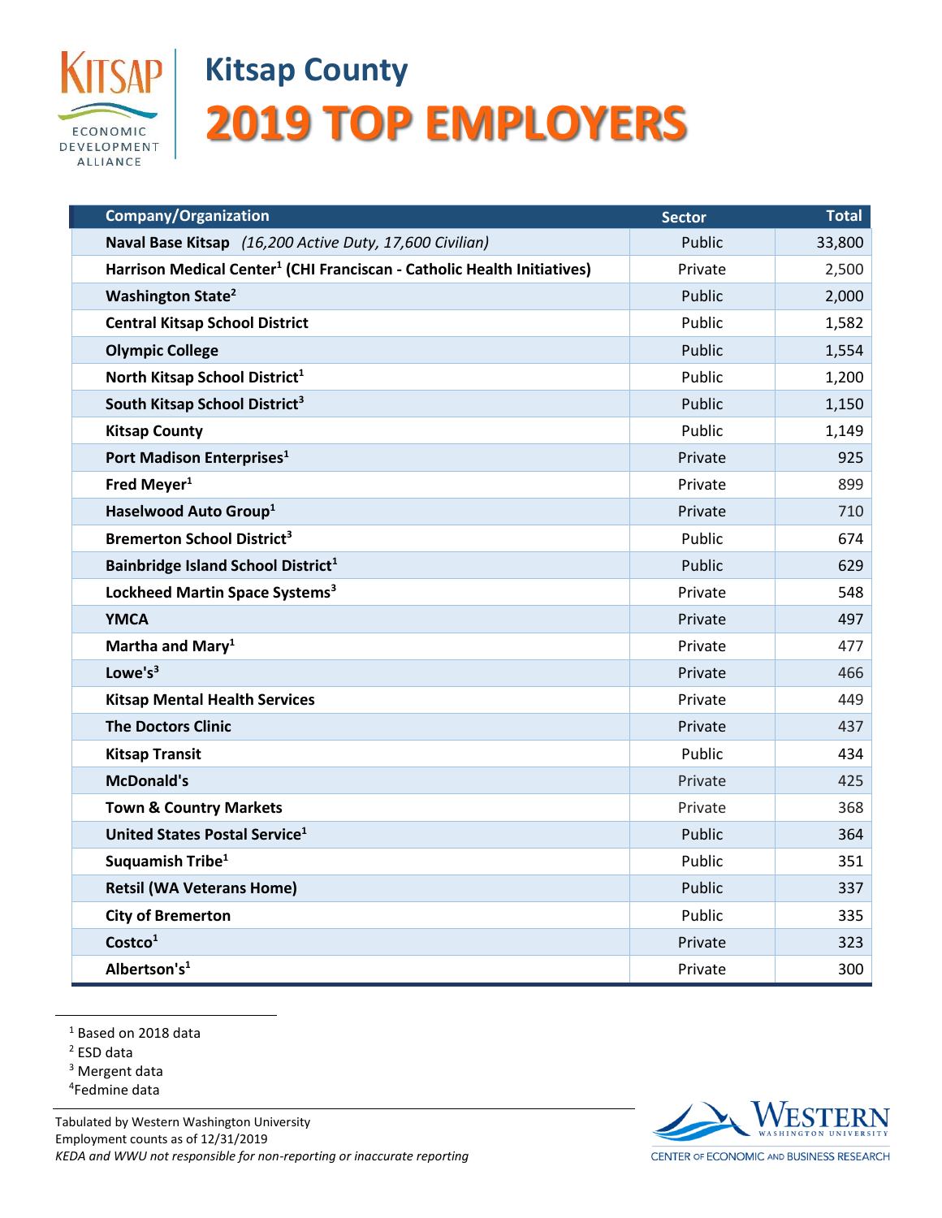# Kitsap County

# 2019 TOP EMPLOYERS

| Company/Organization | Sector | Total |
|---|---|---|
| **Naval Base Kitsap** *(16,200 Active Duty, 17,600 Civilian)* | Public | 33,800 |
| **Harrison Medical Center[1] (CHI Franciscan - Catholic Health Initiatives)** | Private | 2,500 |
| **Washington State[2]** | Public | 2,000 |
| **Central Kitsap School District** | Public | 1,582 |
| **Olympic College** | Public | 1,554 |
| **North Kitsap School District[1]** | Public | 1,200 |
| **South Kitsap School District[3]** | Public | 1,150 |
| **Kitsap County** | Public | 1,149 |
| **Port Madison Enterprises[1]** | Private | 925 |
| **Fred Meyer[1]** | Private | 899 |
| **Haselwood Auto Group[1]** | Private | 710 |
| **Bremerton School District[3]** | Public | 674 |
| **Bainbridge Island School District[1]** | Public | 629 |
| **Lockheed Martin Space Systems[3]** | Private | 548 |
| **YMCA** | Private | 497 |
| **Martha and Mary[1]** | Private | 477 |
| **Lowe's[3]** | Private | 466 |
| **Kitsap Mental Health Services** | Private | 449 |
| **The Doctors Clinic** | Private | 437 |
| **Kitsap Transit** | Public | 434 |
| **McDonald's** | Private | 425 |
| **Town & Country Markets** | Private | 368 |
| **United States Postal Service[1]** | Public | 364 |
| **Suquamish Tribe[1]** | Public | 351 |
| **Retsil (WA Veterans Home)** | Public | 337 |
| **City of Bremerton** | Public | 335 |
| **Costco[1]** | Private | 323 |
| **Albertson's[1]** | Private | 300 |

[1] Based on 2018 data
[2] ESD data
[3] Mergent data
[4] Fedmine data

Tabulated by Western Washington University
Employment counts as of 12/31/2019
*KEDA and WWU not responsible for non-reporting or inaccurate reporting*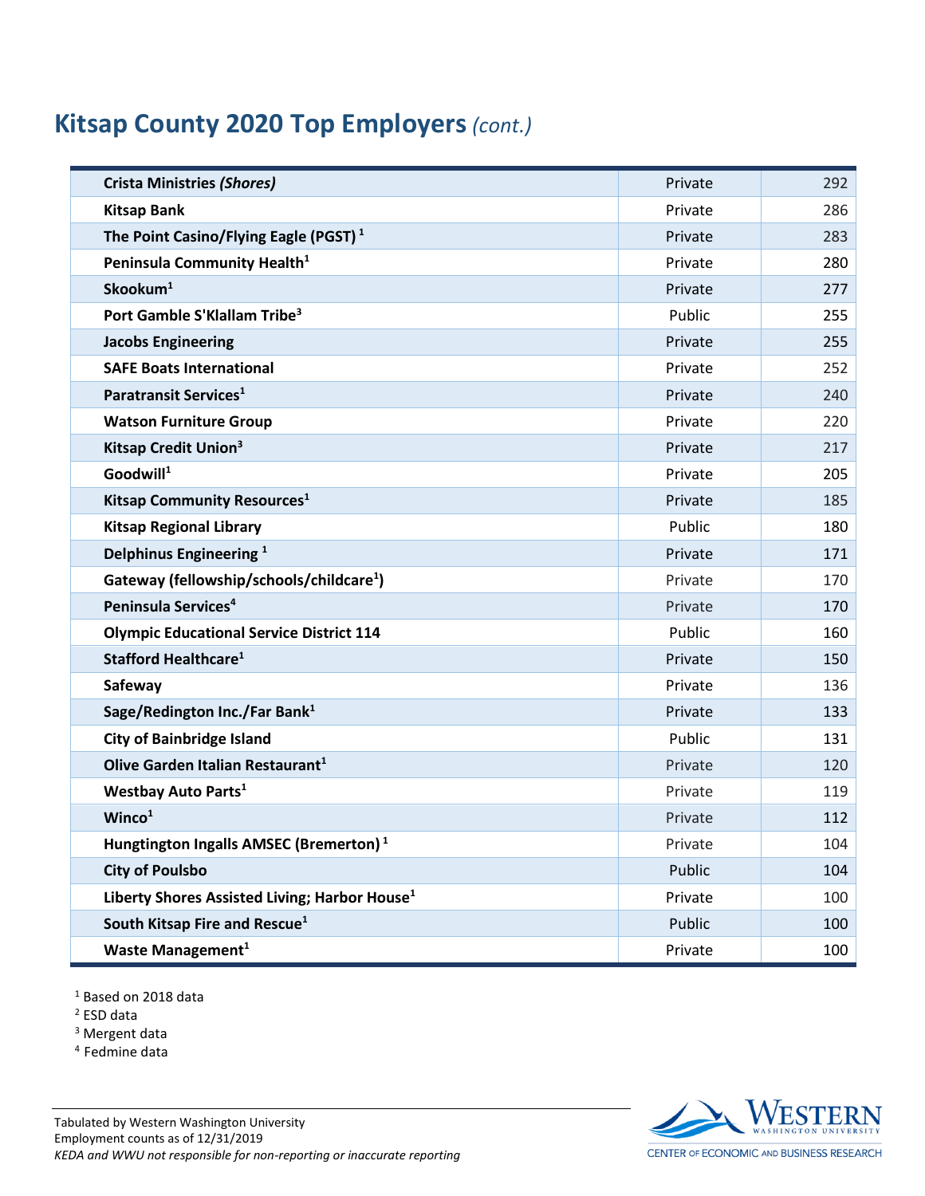# Kitsap County 2020 Top Employers *(cont.)*

| | | |
|---|---|---|
| **Crista Ministries *(Shores)*** | Private | 292 |
| **Kitsap Bank** | Private | 286 |
| **The Point Casino/Flying Eagle (PGST)** [1] | Private | 283 |
| **Peninsula Community Health**[1] | Private | 280 |
| **Skookum**[1] | Private | 277 |
| **Port Gamble S'Klallam Tribe**[3] | Public | 255 |
| **Jacobs Engineering** | Private | 255 |
| **SAFE Boats International** | Private | 252 |
| **Paratransit Services**[1] | Private | 240 |
| **Watson Furniture Group** | Private | 220 |
| **Kitsap Credit Union**[3] | Private | 217 |
| **Goodwill**[1] | Private | 205 |
| **Kitsap Community Resources**[1] | Private | 185 |
| **Kitsap Regional Library** | Public | 180 |
| **Delphinus Engineering** [1] | Private | 171 |
| **Gateway (fellowship/schools/childcare[1])** | Private | 170 |
| **Peninsula Services**[4] | Private | 170 |
| **Olympic Educational Service District 114** | Public | 160 |
| **Stafford Healthcare**[1] | Private | 150 |
| **Safeway** | Private | 136 |
| **Sage/Redington Inc./Far Bank**[1] | Private | 133 |
| **City of Bainbridge Island** | Public | 131 |
| **Olive Garden Italian Restaurant**[1] | Private | 120 |
| **Westbay Auto Parts**[1] | Private | 119 |
| **Winco**[1] | Private | 112 |
| **Hungtington Ingalls AMSEC (Bremerton)** [1] | Private | 104 |
| **City of Poulsbo** | Public | 104 |
| **Liberty Shores Assisted Living; Harbor House**[1] | Private | 100 |
| **South Kitsap Fire and Rescue**[1] | Public | 100 |
| **Waste Management**[1] | Private | 100 |

[1] Based on 2018 data
[2] ESD data
[3] Mergent data
[4] Fedmine data

Tabulated by Western Washington University
Employment counts as of 12/31/2019
*KEDA and WWU not responsible for non-reporting or inaccurate reporting*

WESTERN WASHINGTON UNIVERSITY
CENTER OF ECONOMIC AND BUSINESS RESEARCH